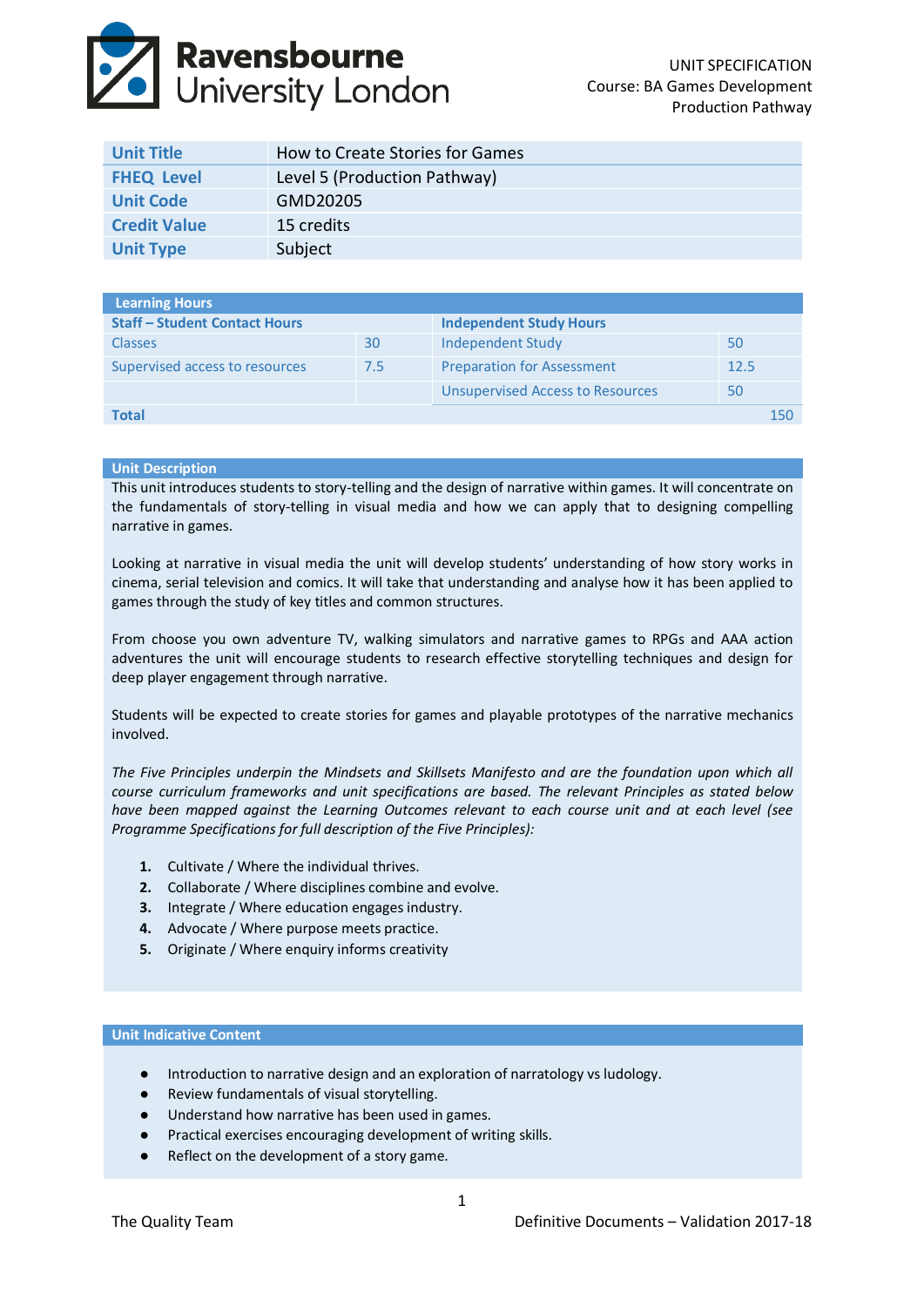UNIT SPECIFICATION
Course: BA Games Development
Production Pathway

| Unit Title | How to Create Stories for Games |
|---|---|
| FHEQ Level | Level 5 (Production Pathway) |
| Unit Code | GMD20205 |
| Credit Value | 15 credits |
| Unit Type | Subject |

| Learning Hours | | | |
|---|---|---|---|
| **Staff – Student Contact Hours** | | **Independent Study Hours** | |
| Classes | 30 | Independent Study | 50 |
| Supervised access to resources | 7.5 | Preparation for Assessment | 12.5 |
| | | Unsupervised Access to Resources | 50 |
| **Total** | | | 150 |

## Unit Description

This unit introduces students to story-telling and the design of narrative within games. It will concentrate on the fundamentals of story-telling in visual media and how we can apply that to designing compelling narrative in games.

Looking at narrative in visual media the unit will develop students' understanding of how story works in cinema, serial television and comics. It will take that understanding and analyse how it has been applied to games through the study of key titles and common structures.

From choose you own adventure TV, walking simulators and narrative games to RPGs and AAA action adventures the unit will encourage students to research effective storytelling techniques and design for deep player engagement through narrative.

Students will be expected to create stories for games and playable prototypes of the narrative mechanics involved.

*The Five Principles underpin the Mindsets and Skillsets Manifesto and are the foundation upon which all course curriculum frameworks and unit specifications are based. The relevant Principles as stated below have been mapped against the Learning Outcomes relevant to each course unit and at each level (see Programme Specifications for full description of the Five Principles):*

1. Cultivate / Where the individual thrives.
2. Collaborate / Where disciplines combine and evolve.
3. Integrate / Where education engages industry.
4. Advocate / Where purpose meets practice.
5. Originate / Where enquiry informs creativity

## Unit Indicative Content

- Introduction to narrative design and an exploration of narratology vs ludology.
- Review fundamentals of visual storytelling.
- Understand how narrative has been used in games.
- Practical exercises encouraging development of writing skills.
- Reflect on the development of a story game.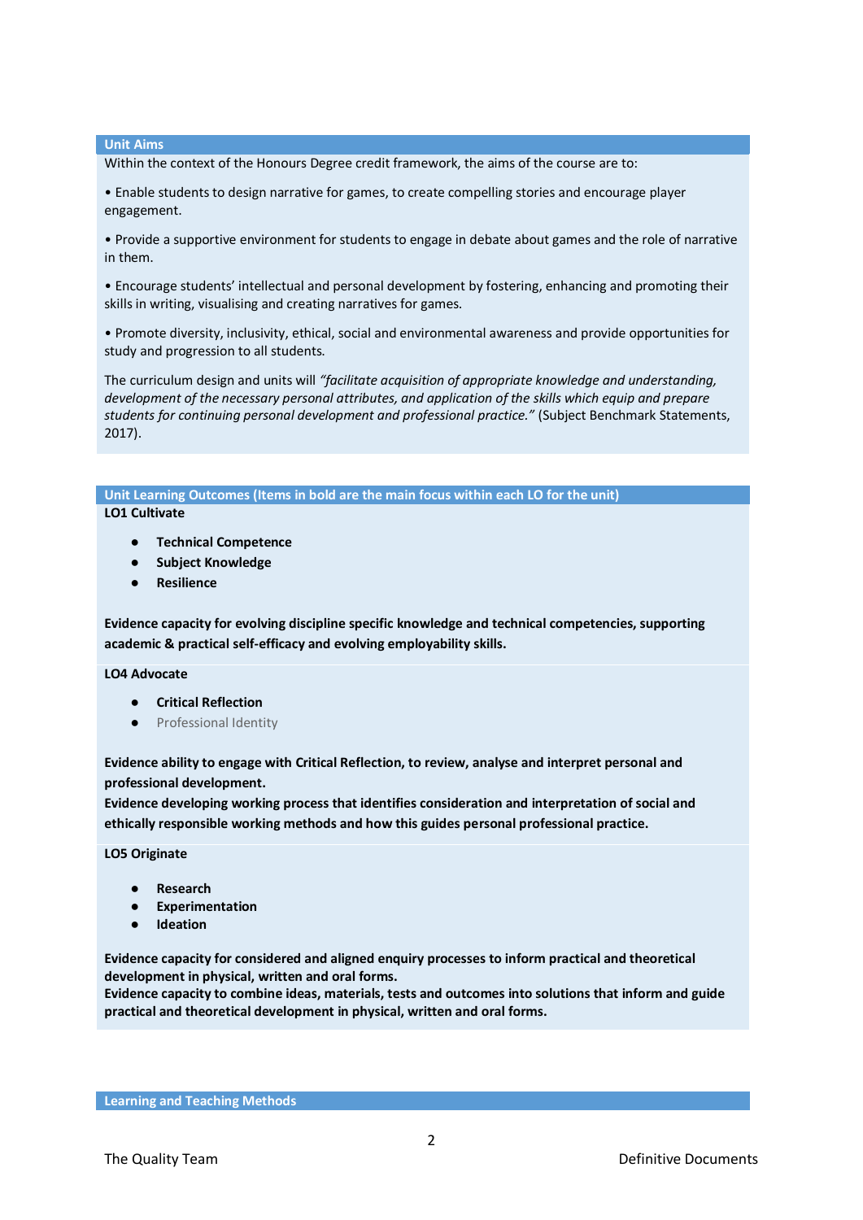## Unit Aims

Within the context of the Honours Degree credit framework, the aims of the course are to:

• Enable students to design narrative for games, to create compelling stories and encourage player engagement.

• Provide a supportive environment for students to engage in debate about games and the role of narrative in them.

• Encourage students' intellectual and personal development by fostering, enhancing and promoting their skills in writing, visualising and creating narratives for games.

• Promote diversity, inclusivity, ethical, social and environmental awareness and provide opportunities for study and progression to all students.

The curriculum design and units will *"facilitate acquisition of appropriate knowledge and understanding, development of the necessary personal attributes, and application of the skills which equip and prepare students for continuing personal development and professional practice."* (Subject Benchmark Statements, 2017).

## Unit Learning Outcomes (Items in bold are the main focus within each LO for the unit)

**LO1 Cultivate**

- **Technical Competence**
- **Subject Knowledge**
- **Resilience**

**Evidence capacity for evolving discipline specific knowledge and technical competencies, supporting academic & practical self-efficacy and evolving employability skills.**

**LO4 Advocate**

- **Critical Reflection**
- Professional Identity

**Evidence ability to engage with Critical Reflection, to review, analyse and interpret personal and professional development.**
**Evidence developing working process that identifies consideration and interpretation of social and ethically responsible working methods and how this guides personal professional practice.**

**LO5 Originate**

- **Research**
- **Experimentation**
- **Ideation**

**Evidence capacity for considered and aligned enquiry processes to inform practical and theoretical development in physical, written and oral forms.**
**Evidence capacity to combine ideas, materials, tests and outcomes into solutions that inform and guide practical and theoretical development in physical, written and oral forms.**

## Learning and Teaching Methods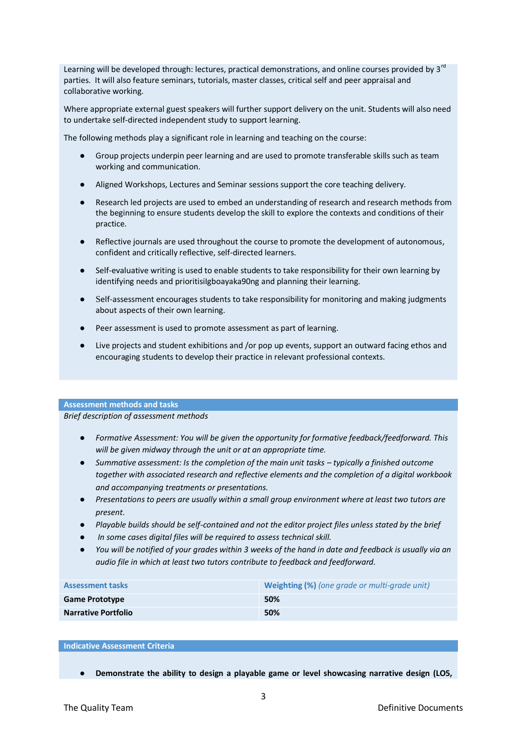Learning will be developed through: lectures, practical demonstrations, and online courses provided by 3rd parties. It will also feature seminars, tutorials, master classes, critical self and peer appraisal and collaborative working.

Where appropriate external guest speakers will further support delivery on the unit. Students will also need to undertake self-directed independent study to support learning.

The following methods play a significant role in learning and teaching on the course:

- Group projects underpin peer learning and are used to promote transferable skills such as team working and communication.
- Aligned Workshops, Lectures and Seminar sessions support the core teaching delivery.
- Research led projects are used to embed an understanding of research and research methods from the beginning to ensure students develop the skill to explore the contexts and conditions of their practice.
- Reflective journals are used throughout the course to promote the development of autonomous, confident and critically reflective, self-directed learners.
- Self-evaluative writing is used to enable students to take responsibility for their own learning by identifying needs and prioritisiIgboayaka90ng and planning their learning.
- Self-assessment encourages students to take responsibility for monitoring and making judgments about aspects of their own learning.
- Peer assessment is used to promote assessment as part of learning.
- Live projects and student exhibitions and /or pop up events, support an outward facing ethos and encouraging students to develop their practice in relevant professional contexts.

## Assessment methods and tasks

*Brief description of assessment methods*

- *Formative Assessment: You will be given the opportunity for formative feedback/feedforward. This will be given midway through the unit or at an appropriate time.*
- *Summative assessment: Is the completion of the main unit tasks – typically a finished outcome together with associated research and reflective elements and the completion of a digital workbook and accompanying treatments or presentations.*
- *Presentations to peers are usually within a small group environment where at least two tutors are present.*
- *Playable builds should be self-contained and not the editor project files unless stated by the brief*
- *In some cases digital files will be required to assess technical skill.*
- *You will be notified of your grades within 3 weeks of the hand in date and feedback is usually via an audio file in which at least two tutors contribute to feedback and feedforward.*

| Assessment tasks | Weighting (%) *(one grade or multi-grade unit)* |
|---|---|
| **Game Prototype** | **50%** |
| **Narrative Portfolio** | **50%** |

## Indicative Assessment Criteria

- **Demonstrate the ability to design a playable game or level showcasing narrative design (LO5,**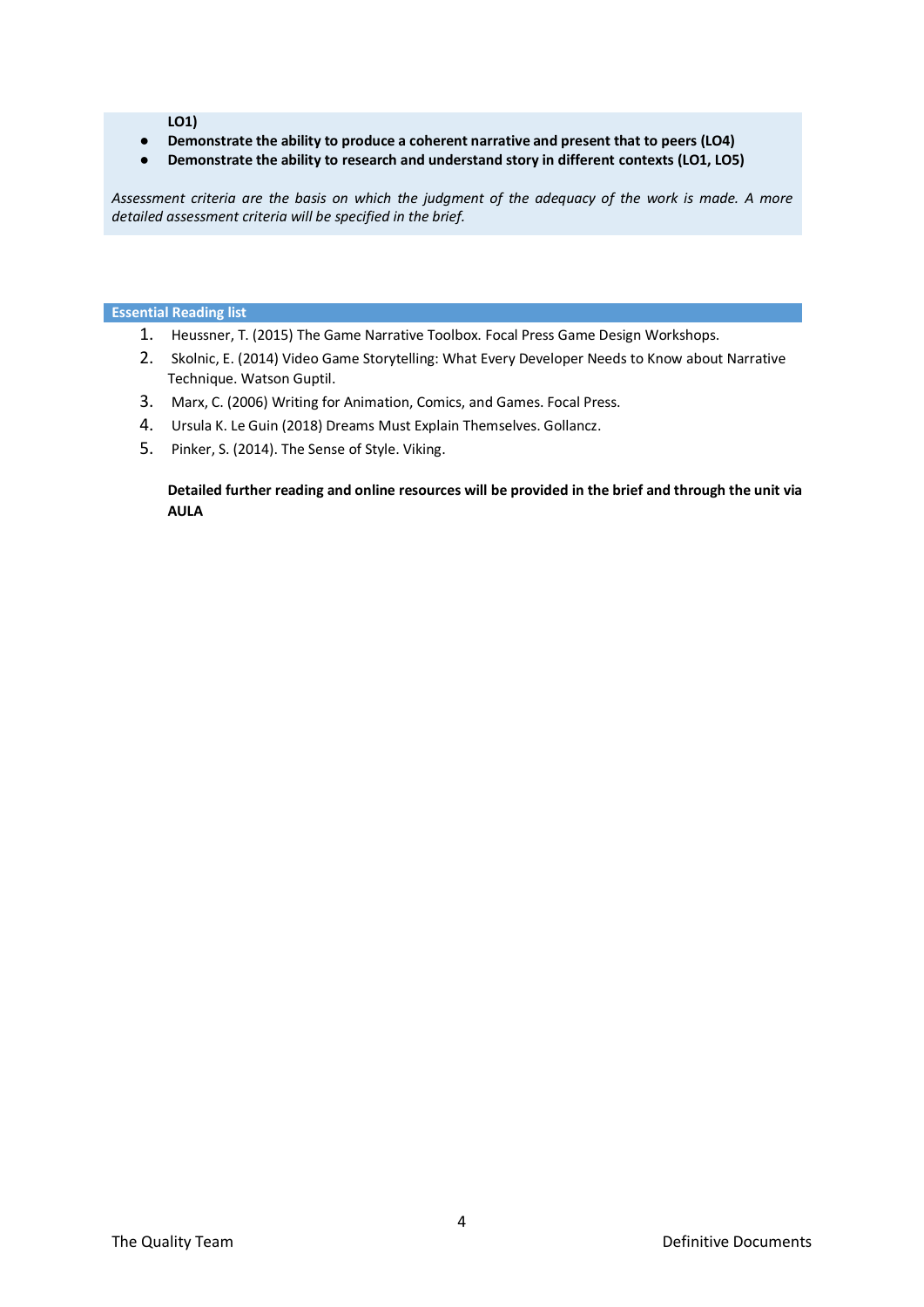LO1)

- **Demonstrate the ability to produce a coherent narrative and present that to peers (LO4)**
- **Demonstrate the ability to research and understand story in different contexts (LO1, LO5)**

*Assessment criteria are the basis on which the judgment of the adequacy of the work is made. A more detailed assessment criteria will be specified in the brief.*

## Essential Reading list

1. Heussner, T. (2015) The Game Narrative Toolbox. Focal Press Game Design Workshops.
2. Skolnic, E. (2014) Video Game Storytelling: What Every Developer Needs to Know about Narrative Technique. Watson Guptil.
3. Marx, C. (2006) Writing for Animation, Comics, and Games. Focal Press.
4. Ursula K. Le Guin (2018) Dreams Must Explain Themselves. Gollancz.
5. Pinker, S. (2014). The Sense of Style. Viking.

**Detailed further reading and online resources will be provided in the brief and through the unit via AULA**